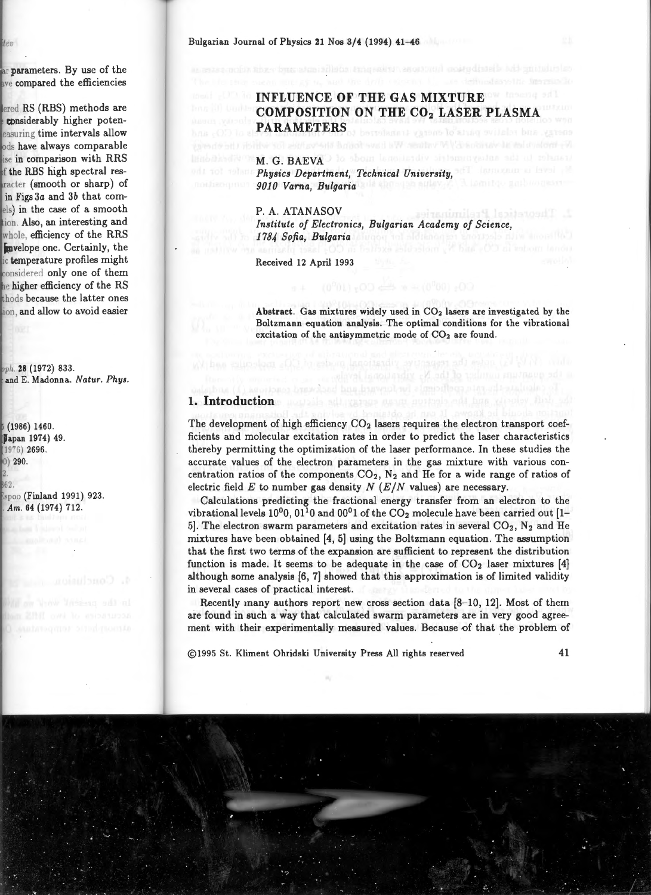# INFLUENCE OF THE GAS MIXTURE COMPOSITION ON THE $CO_2$ LASER PLASMA PARAMETERS

M. G. BAEVA
*Physics Department, Technical University, 9010 Varna, Bulgaria*

P. A. ATANASOV
*Institute of Electronics, Bulgarian Academy of Science, 1784 Sofia, Bulgaria*

Received 12 April 1993

**Abstract.** Gas mixtures widely used in $CO_2$ lasers are investigated by the Boltzmann equation analysis. The optimal conditions for the vibrational excitation of the antisymmetric mode of $CO_2$ are found.

## 1. Introduction

The development of high efficiency $CO_2$ lasers requires the electron transport coefficients and molecular excitation rates in order to predict the laser characteristics thereby permitting the optimization of the laser performance. In these studies the accurate values of the electron parameters in the gas mixture with various concentration ratios of the components $CO_2$, $N_2$ and He for a wide range of ratios of electric field $E$ to number gas density $N$ ($E/N$ values) are necessary.

Calculations predicting the fractional energy transfer from an electron to the vibrational levels $10^00$, $01^10$ and $00^01$ of the $CO_2$ molecule have been carried out [1–5]. The electron swarm parameters and excitation rates in several $CO_2$, $N_2$ and He mixtures have been obtained [4, 5] using the Boltzmann equation. The assumption that the first two terms of the expansion are sufficient to represent the distribution function is made. It seems to be adequate in the case of $CO_2$ laser mixtures [4] although some analysis [6, 7] showed that this approximation is of limited validity in several cases of practical interest.

Recently many authors report new cross section data [8–10, 12]. Most of them are found in such a way that calculated swarm parameters are in very good agreement with their experimentally measured values. Because of that the problem of

©1995 St. Kliment Ohridski University Press All rights reserved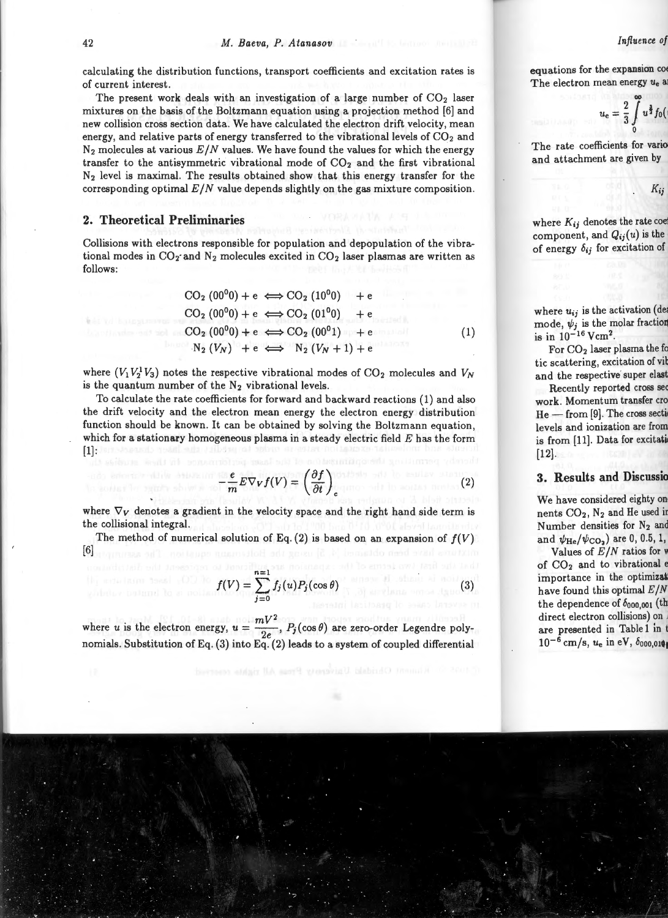calculating the distribution functions, transport coefficients and excitation rates is of current interest.

The present work deals with an investigation of a large number of $CO_2$ laser mixtures on the basis of the Boltzmann equation using a projection method [6] and new collision cross section data. We have calculated the electron drift velocity, mean energy, and relative parts of energy transferred to the vibrational levels of $CO_2$ and $N_2$ molecules at various $E/N$ values. We have found the values for which the energy transfer to the antisymmetric vibrational mode of $CO_2$ and the first vibrational $N_2$ level is maximal. The results obtained show that this energy transfer for the corresponding optimal $E/N$ value depends slightly on the gas mixture composition.

## 2. Theoretical Preliminaries

Collisions with electrons responsible for population and depopulation of the vibrational modes in $CO_2$ and $N_2$ molecules excited in $CO_2$ laser plasmas are written as follows:

$$
\begin{aligned}
CO_2\,(00^00) + e &\Longleftrightarrow CO_2\,(10^00) \quad + e \\
CO_2\,(00^00) + e &\Longleftrightarrow CO_2\,(01^00) \quad + e \\
CO_2\,(00^00) + e &\Longleftrightarrow CO_2\,(00^01) \quad + e \\
N_2\,(V_N) \quad + e &\Longleftrightarrow \quad N_2\,(V_N+1) + e
\end{aligned}
\tag{1}
$$

where $(V_1 V_2^1 V_3)$ notes the respective vibrational modes of $CO_2$ molecules and $V_N$ is the quantum number of the $N_2$ vibrational levels.

To calculate the rate coefficients for forward and backward reactions (1) and also the drift velocity and the electron mean energy the electron energy distribution function should be known. It can be obtained by solving the Boltzmann equation, which for a stationary homogeneous plasma in a steady electric field $E$ has the form [1]:

$$
-\frac{e}{m} E \nabla_V f(V) = \left(\frac{\partial f}{\partial t}\right)_c \tag{2}
$$

where $\nabla_V$ denotes a gradient in the velocity space and the right hand side term is the collisional integral.

The method of numerical solution of Eq. (2) is based on an expansion of $f(V)$ [6]

$$
f(V) = \sum_{j=0}^{n=1} f_j(u) P_j(\cos\theta) \tag{3}
$$

where $u$ is the electron energy, $u = \dfrac{mV^2}{2e}$, $P_j(\cos\theta)$ are zero-order Legendre polynomials. Substitution of Eq. (3) into Eq. (2) leads to a system of coupled differential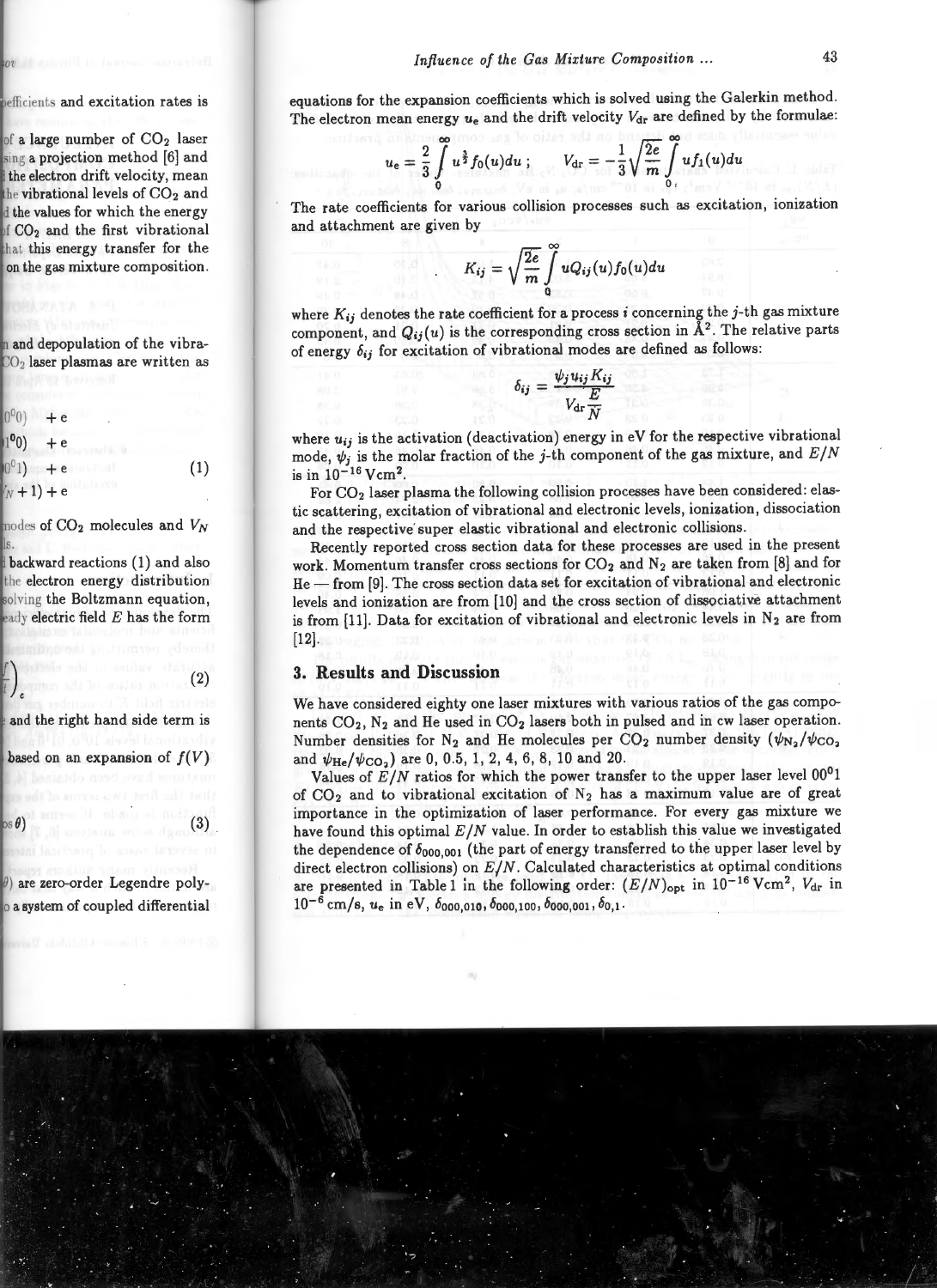equations for the expansion coefficients which is solved using the Galerkin method. The electron mean energy $u_e$ and the drift velocity $V_{dr}$ are defined by the formulae:

$$u_e = \frac{2}{3}\int_0^\infty u^{\frac{3}{2}} f_0(u)du\,; \qquad V_{dr} = -\frac{1}{3}\sqrt{\frac{2e}{m}}\int_0^\infty u f_1(u)du$$

The rate coefficients for various collision processes such as excitation, ionization and attachment are given by

$$K_{ij} = \sqrt{\frac{2e}{m}}\int_0^\infty u Q_{ij}(u) f_0(u)du$$

where $K_{ij}$ denotes the rate coefficient for a process $i$ concerning the $j$-th gas mixture component, and $Q_{ij}(u)$ is the corresponding cross section in Å$^2$. The relative parts of energy $\delta_{ij}$ for excitation of vibrational modes are defined as follows:

$$\delta_{ij} = \frac{\psi_j u_{ij} K_{ij}}{V_{dr}\frac{E}{N}}$$

where $u_{ij}$ is the activation (deactivation) energy in eV for the respective vibrational mode, $\psi_j$ is the molar fraction of the $j$-th component of the gas mixture, and $E/N$ is in $10^{-16}\,\mathrm{Vcm^2}$.

For $CO_2$ laser plasma the following collision processes have been considered: elastic scattering, excitation of vibrational and electronic levels, ionization, dissociation and the respective super elastic vibrational and electronic collisions.

Recently reported cross section data for these processes are used in the present work. Momentum transfer cross sections for $CO_2$ and $N_2$ are taken from [8] and for He — from [9]. The cross section data set for excitation of vibrational and electronic levels and ionization are from [10] and the cross section of dissociative attachment is from [11]. Data for excitation of vibrational and electronic levels in $N_2$ are from [12].

## 3. Results and Discussion

We have considered eighty one laser mixtures with various ratios of the gas components $CO_2$, $N_2$ and He used in $CO_2$ lasers both in pulsed and in cw laser operation. Number densities for $N_2$ and He molecules per $CO_2$ number density ($\psi_{N_2}/\psi_{CO_2}$ and $\psi_{He}/\psi_{CO_2}$) are 0, 0.5, 1, 2, 4, 6, 8, 10 and 20.

Values of $E/N$ ratios for which the power transfer to the upper laser level $00^01$ of $CO_2$ and to vibrational excitation of $N_2$ has a maximum value are of great importance in the optimization of laser performance. For every gas mixture we have found this optimal $E/N$ value. In order to establish this value we investigated the dependence of $\delta_{000,001}$ (the part of energy transferred to the upper laser level by direct electron collisions) on $E/N$. Calculated characteristics at optimal conditions are presented in Table 1 in the following order: $(E/N)_{opt}$ in $10^{-16}\,\mathrm{Vcm^2}$, $V_{dr}$ in $10^{-6}\,\mathrm{cm/s}$, $u_e$ in eV, $\delta_{000,010}, \delta_{000,100}, \delta_{000,001}, \delta_{0,1}$.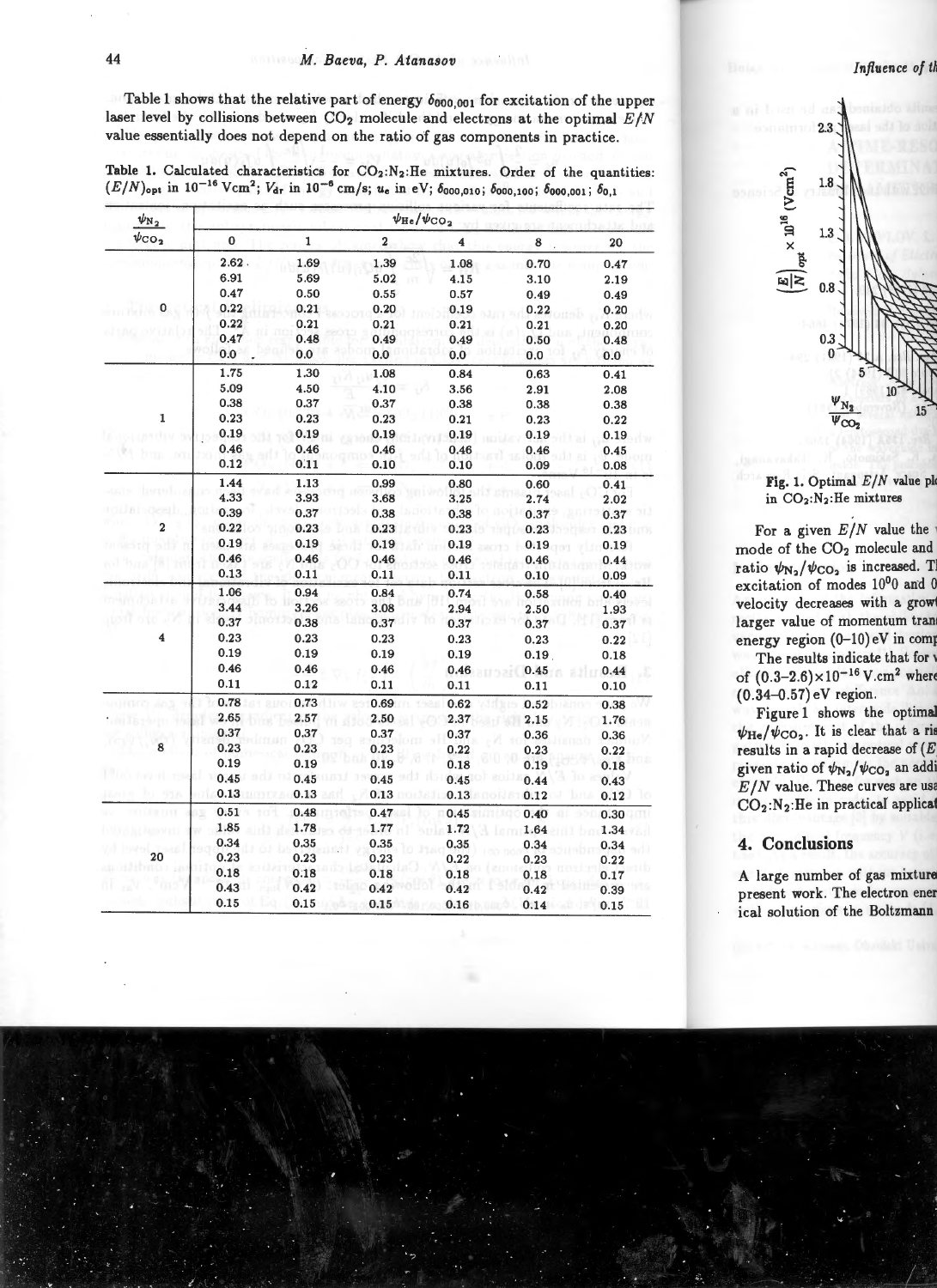Table 1 shows that the relative part of energy $\delta_{000,001}$ for excitation of the upper laser level by collisions between $CO_2$ molecule and electrons at the optimal $E/N$ value essentially does not depend on the ratio of gas components in practice.

**Table 1.** Calculated characteristics for $CO_2$:$N_2$:He mixtures. Order of the quantities: $(E/N)_{opt}$ in $10^{-16}$ Vcm$^2$; $V_{dr}$ in $10^{-6}$ cm/s; $u_e$ in eV; $\delta_{000,010}$; $\delta_{000,100}$; $\delta_{000,001}$; $\delta_{0,1}$

| $\psi_{N_2}/\psi_{CO_2}$ | $\psi_{He}/\psi_{CO_2}$ = 0 | 1 | 2 | 4 | 8 | 20 |
|---|---|---|---|---|---|---|
| | 2.62 | 1.69 | 1.39 | 1.08 | 0.70 | 0.47 |
| | 6.91 | 5.69 | 5.02 | 4.15 | 3.10 | 2.19 |
| | 0.47 | 0.50 | 0.55 | 0.57 | 0.49 | 0.49 |
| 0 | 0.22 | 0.21 | 0.20 | 0.19 | 0.22 | 0.20 |
| | 0.22 | 0.21 | 0.21 | 0.21 | 0.21 | 0.20 |
| | 0.47 | 0.48 | 0.49 | 0.49 | 0.50 | 0.48 |
| | 0.0 | 0.0 | 0.0 | 0.0 | 0.0 | 0.0 |
| | 1.75 | 1.30 | 1.08 | 0.84 | 0.63 | 0.41 |
| | 5.09 | 4.50 | 4.10 | 3.56 | 2.91 | 2.08 |
| | 0.38 | 0.37 | 0.37 | 0.38 | 0.38 | 0.38 |
| 1 | 0.23 | 0.23 | 0.23 | 0.21 | 0.23 | 0.22 |
| | 0.19 | 0.19 | 0.19 | 0.19 | 0.19 | 0.19 |
| | 0.46 | 0.46 | 0.46 | 0.46 | 0.46 | 0.45 |
| | 0.12 | 0.11 | 0.10 | 0.10 | 0.09 | 0.08 |
| | 1.44 | 1.13 | 0.99 | 0.80 | 0.60 | 0.41 |
| | 4.33 | 3.93 | 3.68 | 3.25 | 2.74 | 2.02 |
| | 0.39 | 0.37 | 0.38 | 0.38 | 0.37 | 0.37 |
| 2 | 0.22 | 0.23 | 0.23 | 0.23 | 0.23 | 0.23 |
| | 0.19 | 0.19 | 0.19 | 0.19 | 0.19 | 0.19 |
| | 0.46 | 0.46 | 0.46 | 0.46 | 0.46 | 0.44 |
| | 0.13 | 0.11 | 0.11 | 0.11 | 0.10 | 0.09 |
| | 1.06 | 0.94 | 0.84 | 0.74 | 0.58 | 0.40 |
| | 3.44 | 3.26 | 3.08 | 2.94 | 2.50 | 1.93 |
| | 0.37 | 0.38 | 0.37 | 0.37 | 0.37 | 0.37 |
| 4 | 0.23 | 0.23 | 0.23 | 0.23 | 0.23 | 0.22 |
| | 0.19 | 0.19 | 0.19 | 0.19 | 0.19 | 0.18 |
| | 0.46 | 0.46 | 0.46 | 0.46 | 0.45 | 0.44 |
| | 0.11 | 0.12 | 0.11 | 0.11 | 0.11 | 0.10 |
| | 0.78 | 0.73 | 0.69 | 0.62 | 0.52 | 0.38 |
| | 2.65 | 2.57 | 2.50 | 2.37 | 2.15 | 1.76 |
| | 0.37 | 0.37 | 0.37 | 0.37 | 0.36 | 0.36 |
| 8 | 0.23 | 0.23 | 0.23 | 0.22 | 0.23 | 0.22 |
| | 0.19 | 0.19 | 0.19 | 0.18 | 0.19 | 0.18 |
| | 0.45 | 0.45 | 0.45 | 0.45 | 0.44 | 0.43 |
| | 0.13 | 0.13 | 0.13 | 0.13 | 0.12 | 0.12 |
| | 0.51 | 0.48 | 0.47 | 0.45 | 0.40 | 0.30 |
| | 1.85 | 1.78 | 1.77 | 1.72 | 1.64 | 1.34 |
| | 0.34 | 0.35 | 0.35 | 0.35 | 0.34 | 0.34 |
| 20 | 0.23 | 0.23 | 0.23 | 0.22 | 0.23 | 0.22 |
| | 0.18 | 0.18 | 0.18 | 0.18 | 0.18 | 0.17 |
| | 0.43 | 0.42 | 0.42 | 0.42 | 0.42 | 0.39 |
| | 0.15 | 0.15 | 0.15 | 0.16 | 0.14 | 0.15 |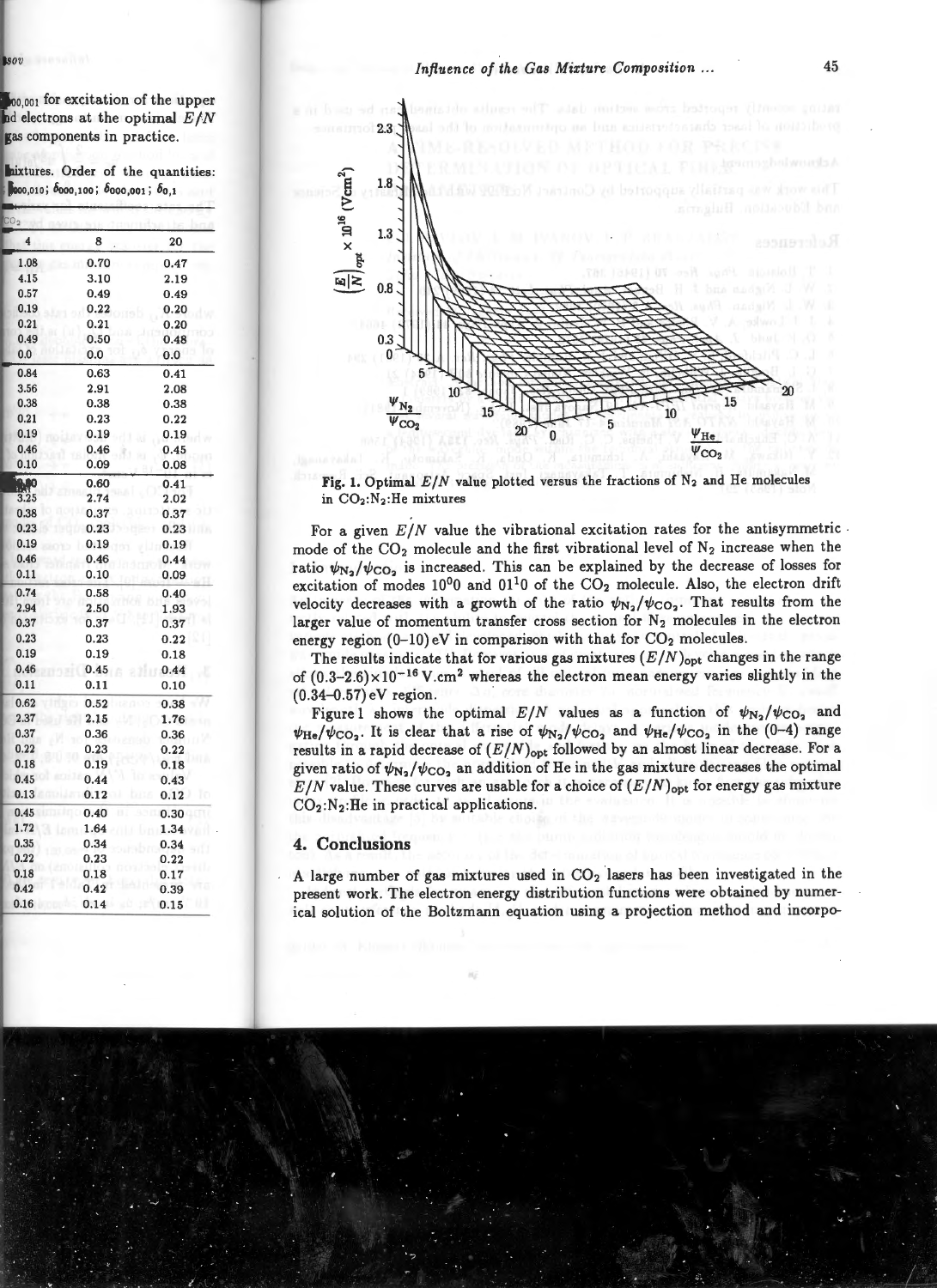2.3

1.8

1.3

0.8

0.3

0

$\left(\frac{E}{N}\right)_{opt} \times 10^{16}$ (Vcm$^2$)

5

10

15

20

0

5

10

15

20

$\frac{\psi_{N_2}}{\psi_{CO_2}}$

$\frac{\psi_{He}}{\psi_{CO_2}}$

**Fig. 1.** Optimal $E/N$ value plotted versus the fractions of $N_2$ and He molecules in $CO_2$:$N_2$:He mixtures

For a given $E/N$ value the vibrational excitation rates for the antisymmetric mode of the $CO_2$ molecule and the first vibrational level of $N_2$ increase when the ratio $\psi_{N_2}/\psi_{CO_2}$ is increased. This can be explained by the decrease of losses for excitation of modes $10^00$ and $01^10$ of the $CO_2$ molecule. Also, the electron drift velocity decreases with a growth of the ratio $\psi_{N_2}/\psi_{CO_2}$. That results from the larger value of momentum transfer cross section for $N_2$ molecules in the electron energy region (0–10) eV in comparison with that for $CO_2$ molecules.

The results indicate that for various gas mixtures $(E/N)_{opt}$ changes in the range of $(0.3\text{–}2.6)\times10^{-16}$ V.cm$^2$ whereas the electron mean energy varies slightly in the (0.34–0.57) eV region.

Figure 1 shows the optimal $E/N$ values as a function of $\psi_{N_2}/\psi_{CO_2}$ and $\psi_{He}/\psi_{CO_2}$. It is clear that a rise of $\psi_{N_2}/\psi_{CO_2}$ and $\psi_{He}/\psi_{CO_2}$ in the (0–4) range results in a rapid decrease of $(E/N)_{opt}$ followed by an almost linear decrease. For a given ratio of $\psi_{N_2}/\psi_{CO_2}$ an addition of He in the gas mixture decreases the optimal $E/N$ value. These curves are usable for a choice of $(E/N)_{opt}$ for energy gas mixture $CO_2$:$N_2$:He in practical applications.

## 4. Conclusions

A large number of gas mixtures used in $CO_2$ lasers has been investigated in the present work. The electron energy distribution functions were obtained by numerical solution of the Boltzmann equation using a projection method and incorpo-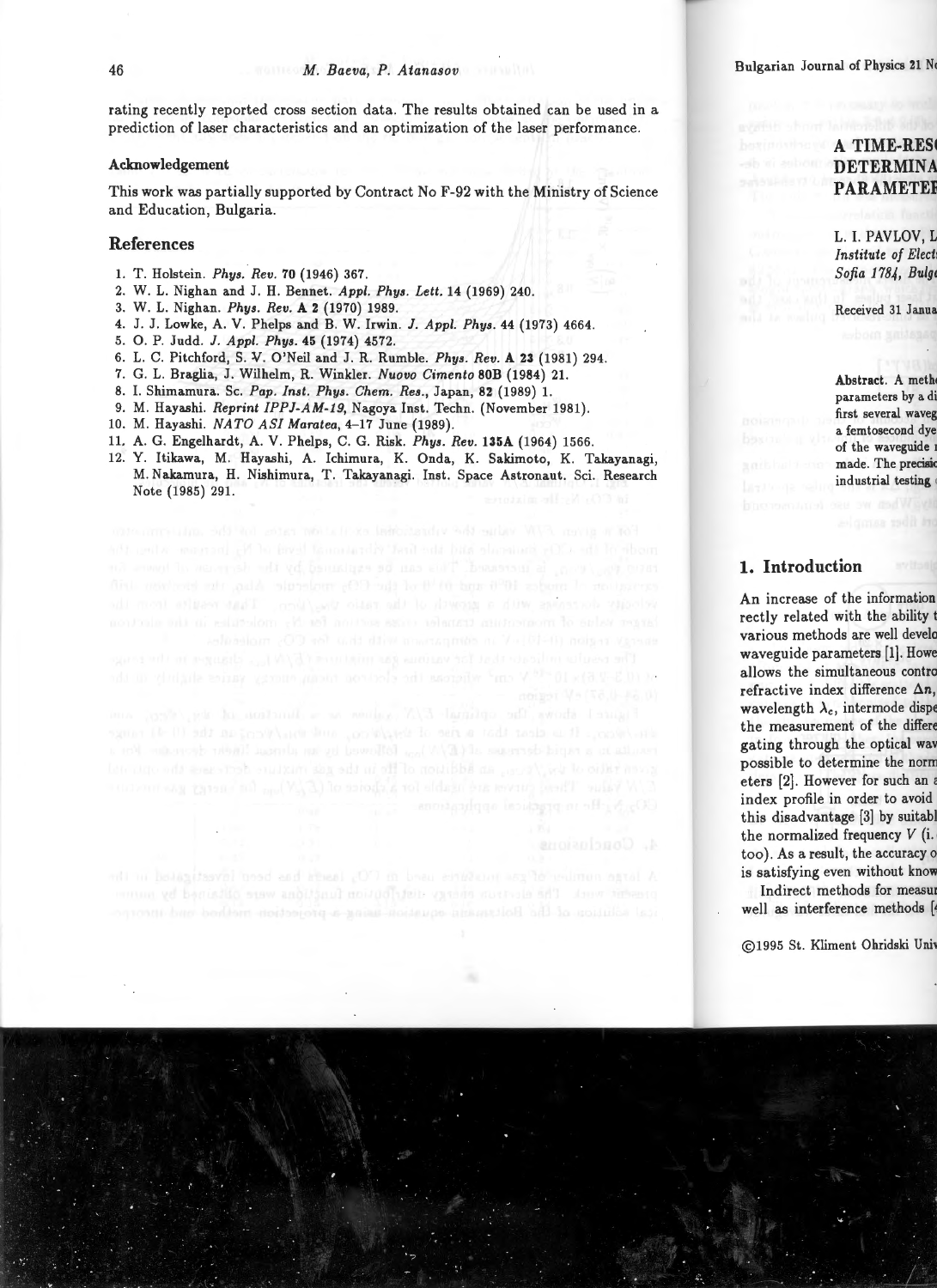rating recently reported cross section data. The results obtained can be used in a prediction of laser characteristics and an optimization of the laser performance.

### Acknowledgement

This work was partially supported by Contract No F-92 with the Ministry of Science and Education, Bulgaria.

## References

1. T. Holstein. *Phys. Rev.* **70** (1946) 367.
2. W. L. Nighan and J. H. Bennet. *Appl. Phys. Lett.* 14 (1969) 240.
3. W. L. Nighan. *Phys. Rev.* **A 2** (1970) 1989.
4. J. J. Lowke, A. V. Phelps and B. W. Irwin. *J. Appl. Phys.* 44 (1973) 4664.
5. O. P. Judd. *J. Appl. Phys.* **45** (1974) 4572.
6. L. C. Pitchford, S. V. O'Neil and J. R. Rumble. *Phys. Rev.* **A 23** (1981) 294.
7. G. L. Braglia, J. Wilhelm, R. Winkler. *Nuovo Cimento* **80B** (1984) 21.
8. I. Shimamura. Sc. *Pap. Inst. Phys. Chem. Res.*, Japan, **82** (1989) 1.
9. M. Hayashi. *Reprint IPPJ-AM-19*, Nagoya Inst. Techn. (November 1981).
10. M. Hayashi. *NATO ASI Maratea*, 4–17 June (1989).
11. A. G. Engelhardt, A. V. Phelps, C. G. Risk. *Phys. Rev.* **135A** (1964) 1566.
12. Y. Itikawa, M. Hayashi, A. Ichimura, K. Onda, K. Sakimoto, K. Takayanagi, M. Nakamura, H. Nishimura, T. Takayanagi. Inst. Space Astronaut. Sci. Research Note (1985) 291.